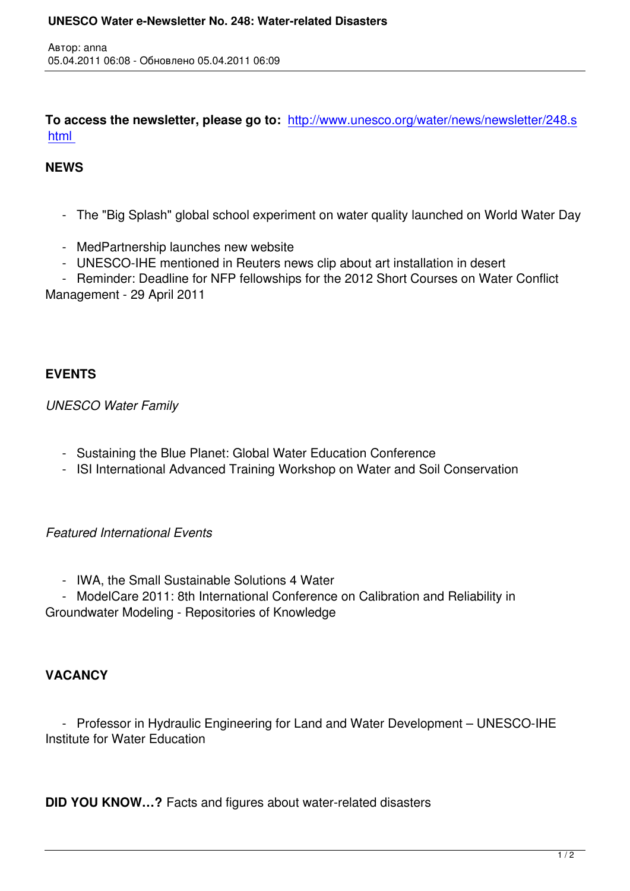**To access the newsletter, please go to:** http://www.unesco.org/water/news/newsletter/248.shtml

**NEWS**

- The "Big Splash" global school experiment on water quality launched on World Water Day
- MedPartnership launches new website
- UNESCO-IHE mentioned in Reuters news clip about art installation in desert
- Reminder: Deadline for NFP fellowships for the 2012 Short Courses on Water Conflict Management - 29 April 2011

**EVENTS**

*UNESCO Water Family*

- Sustaining the Blue Planet: Global Water Education Conference
- ISI International Advanced Training Workshop on Water and Soil Conservation

*Featured International Events*

- IWA, the Small Sustainable Solutions 4 Water
- ModelCare 2011: 8th International Conference on Calibration and Reliability in Groundwater Modeling - Repositories of Knowledge

**VACANCY**

- Professor in Hydraulic Engineering for Land and Water Development – UNESCO-IHE Institute for Water Education

**DID YOU KNOW…?** Facts and figures about water-related disasters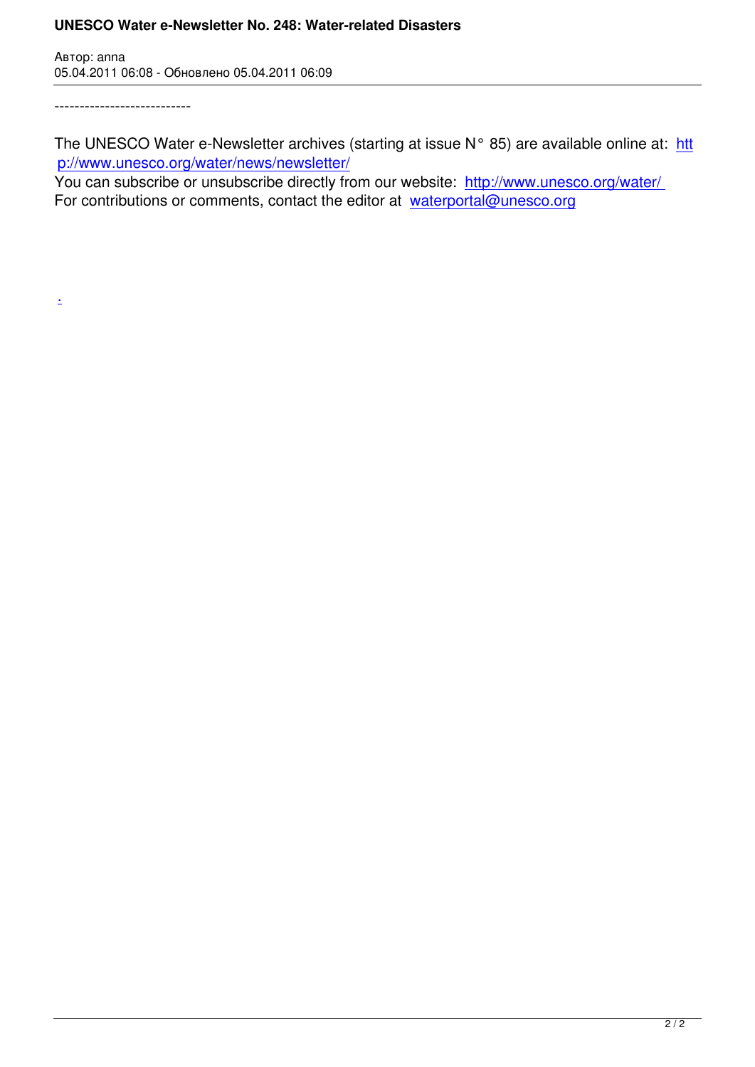---------------------------

The UNESCO Water e-Newsletter archives (starting at issue N° 85) are available online at: http://www.unesco.org/water/news/newsletter/
You can subscribe or unsubscribe directly from our website: http://www.unesco.org/water/
For contributions or comments, contact the editor at waterportal@unesco.org

.